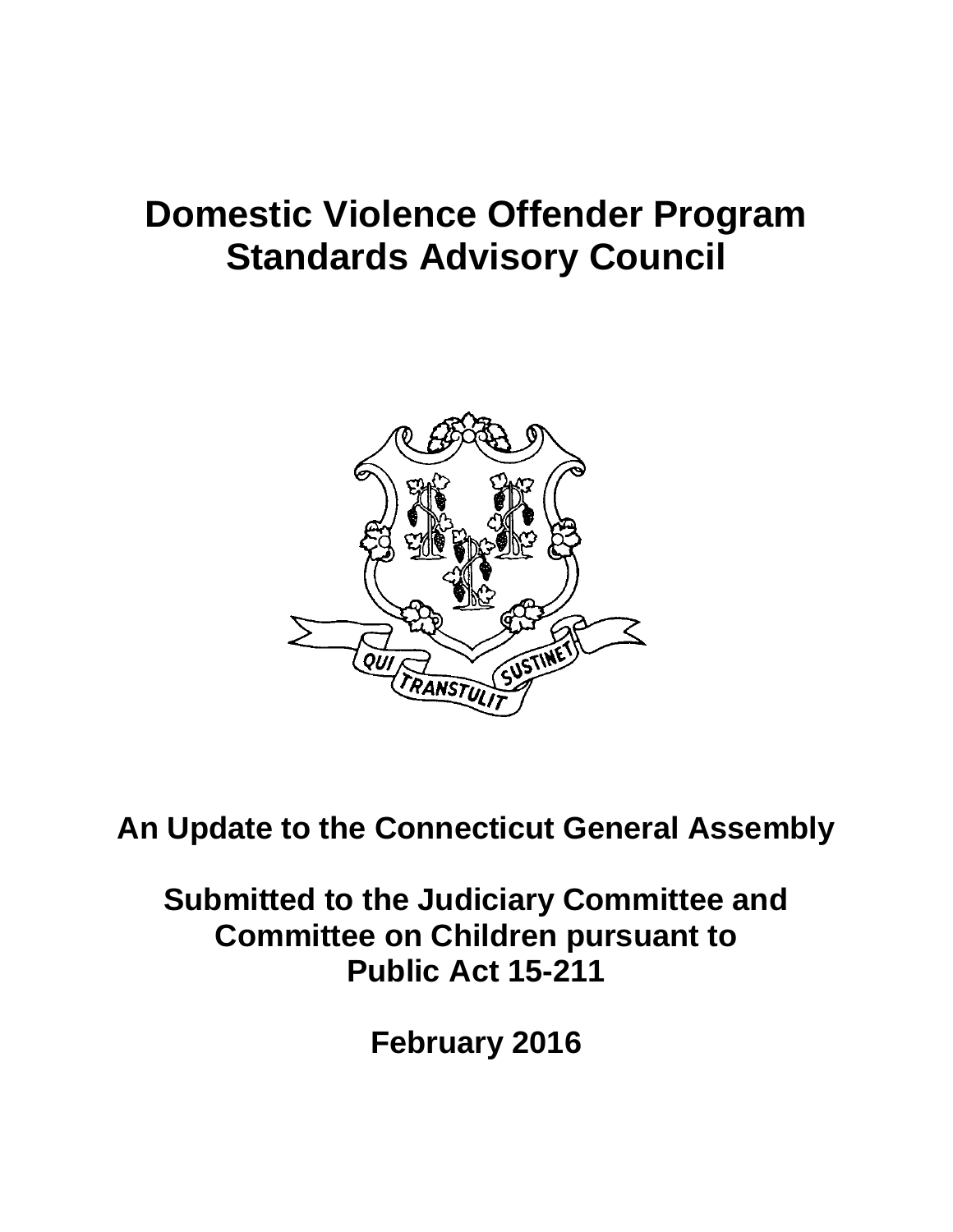# Domestic Violence Offender Program Standards Advisory Council

## An Update to the Connecticut General Assembly

## Submitted to the Judiciary Committee and Committee on Children pursuant to Public Act 15-211

## February 2016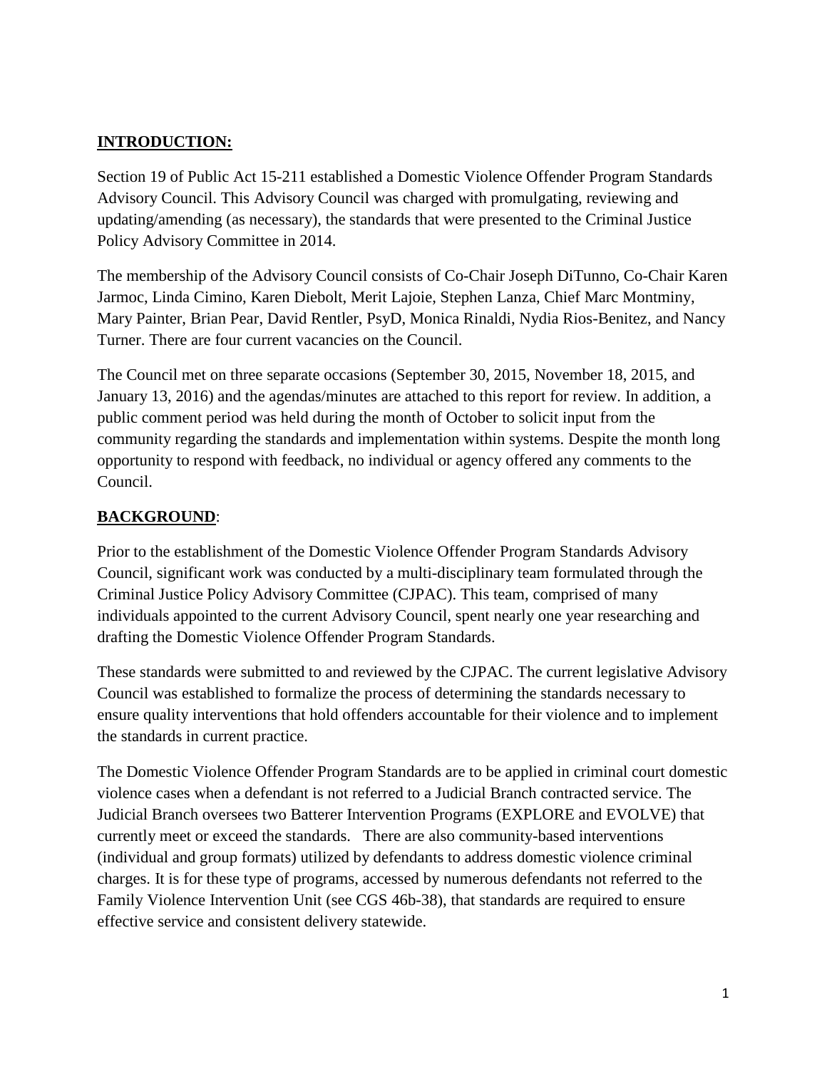**INTRODUCTION:**

Section 19 of Public Act 15-211 established a Domestic Violence Offender Program Standards Advisory Council. This Advisory Council was charged with promulgating, reviewing and updating/amending (as necessary), the standards that were presented to the Criminal Justice Policy Advisory Committee in 2014.

The membership of the Advisory Council consists of Co-Chair Joseph DiTunno, Co-Chair Karen Jarmoc, Linda Cimino, Karen Diebolt, Merit Lajoie, Stephen Lanza, Chief Marc Montminy, Mary Painter, Brian Pear, David Rentler, PsyD, Monica Rinaldi, Nydia Rios-Benitez, and Nancy Turner. There are four current vacancies on the Council.

The Council met on three separate occasions (September 30, 2015, November 18, 2015, and January 13, 2016) and the agendas/minutes are attached to this report for review. In addition, a public comment period was held during the month of October to solicit input from the community regarding the standards and implementation within systems. Despite the month long opportunity to respond with feedback, no individual or agency offered any comments to the Council.

**BACKGROUND**:

Prior to the establishment of the Domestic Violence Offender Program Standards Advisory Council, significant work was conducted by a multi-disciplinary team formulated through the Criminal Justice Policy Advisory Committee (CJPAC). This team, comprised of many individuals appointed to the current Advisory Council, spent nearly one year researching and drafting the Domestic Violence Offender Program Standards.

These standards were submitted to and reviewed by the CJPAC. The current legislative Advisory Council was established to formalize the process of determining the standards necessary to ensure quality interventions that hold offenders accountable for their violence and to implement the standards in current practice.

The Domestic Violence Offender Program Standards are to be applied in criminal court domestic violence cases when a defendant is not referred to a Judicial Branch contracted service. The Judicial Branch oversees two Batterer Intervention Programs (EXPLORE and EVOLVE) that currently meet or exceed the standards. There are also community-based interventions (individual and group formats) utilized by defendants to address domestic violence criminal charges. It is for these type of programs, accessed by numerous defendants not referred to the Family Violence Intervention Unit (see CGS 46b-38), that standards are required to ensure effective service and consistent delivery statewide.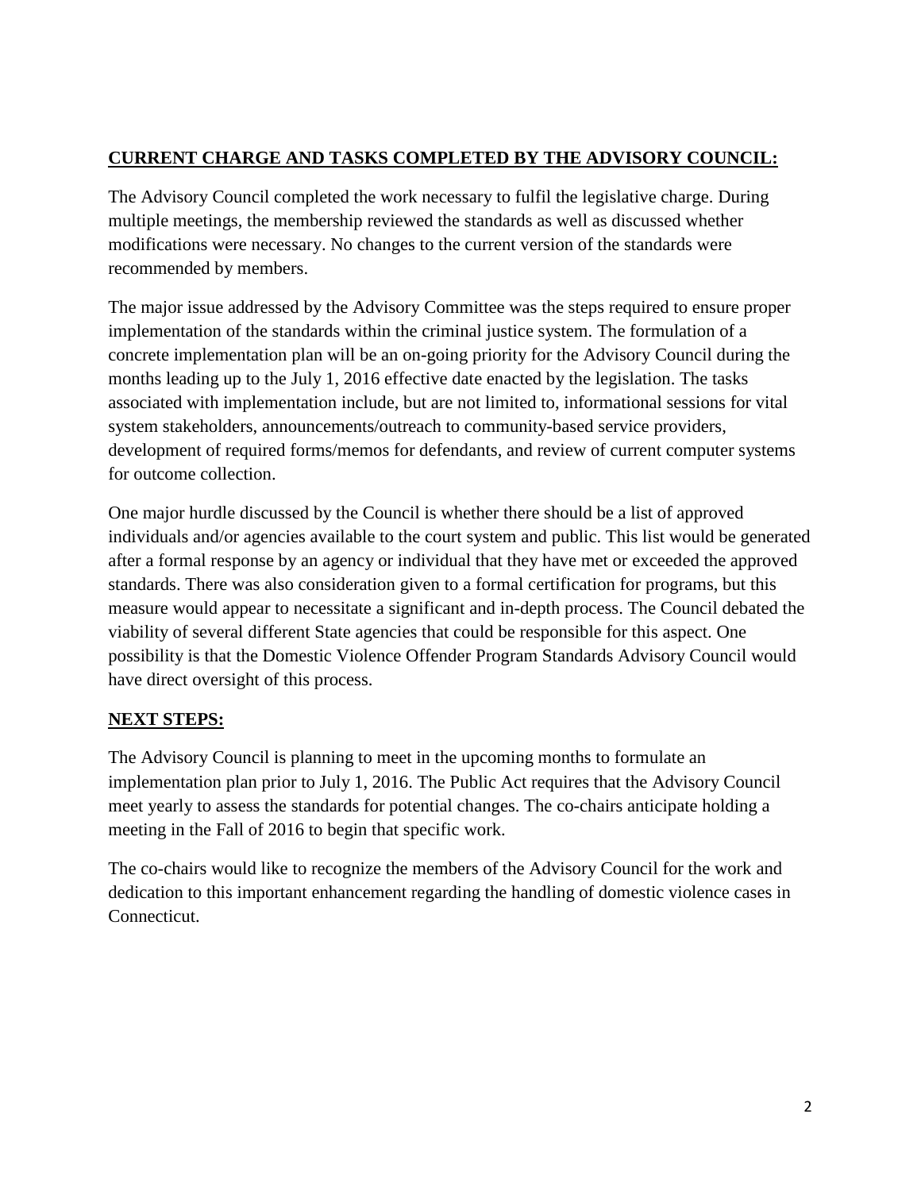## **CURRENT CHARGE AND TASKS COMPLETED BY THE ADVISORY COUNCIL:**

The Advisory Council completed the work necessary to fulfil the legislative charge. During multiple meetings, the membership reviewed the standards as well as discussed whether modifications were necessary. No changes to the current version of the standards were recommended by members.

The major issue addressed by the Advisory Committee was the steps required to ensure proper implementation of the standards within the criminal justice system. The formulation of a concrete implementation plan will be an on-going priority for the Advisory Council during the months leading up to the July 1, 2016 effective date enacted by the legislation. The tasks associated with implementation include, but are not limited to, informational sessions for vital system stakeholders, announcements/outreach to community-based service providers, development of required forms/memos for defendants, and review of current computer systems for outcome collection.

One major hurdle discussed by the Council is whether there should be a list of approved individuals and/or agencies available to the court system and public. This list would be generated after a formal response by an agency or individual that they have met or exceeded the approved standards. There was also consideration given to a formal certification for programs, but this measure would appear to necessitate a significant and in-depth process. The Council debated the viability of several different State agencies that could be responsible for this aspect. One possibility is that the Domestic Violence Offender Program Standards Advisory Council would have direct oversight of this process.

## **NEXT STEPS:**

The Advisory Council is planning to meet in the upcoming months to formulate an implementation plan prior to July 1, 2016. The Public Act requires that the Advisory Council meet yearly to assess the standards for potential changes. The co-chairs anticipate holding a meeting in the Fall of 2016 to begin that specific work.

The co-chairs would like to recognize the members of the Advisory Council for the work and dedication to this important enhancement regarding the handling of domestic violence cases in Connecticut.